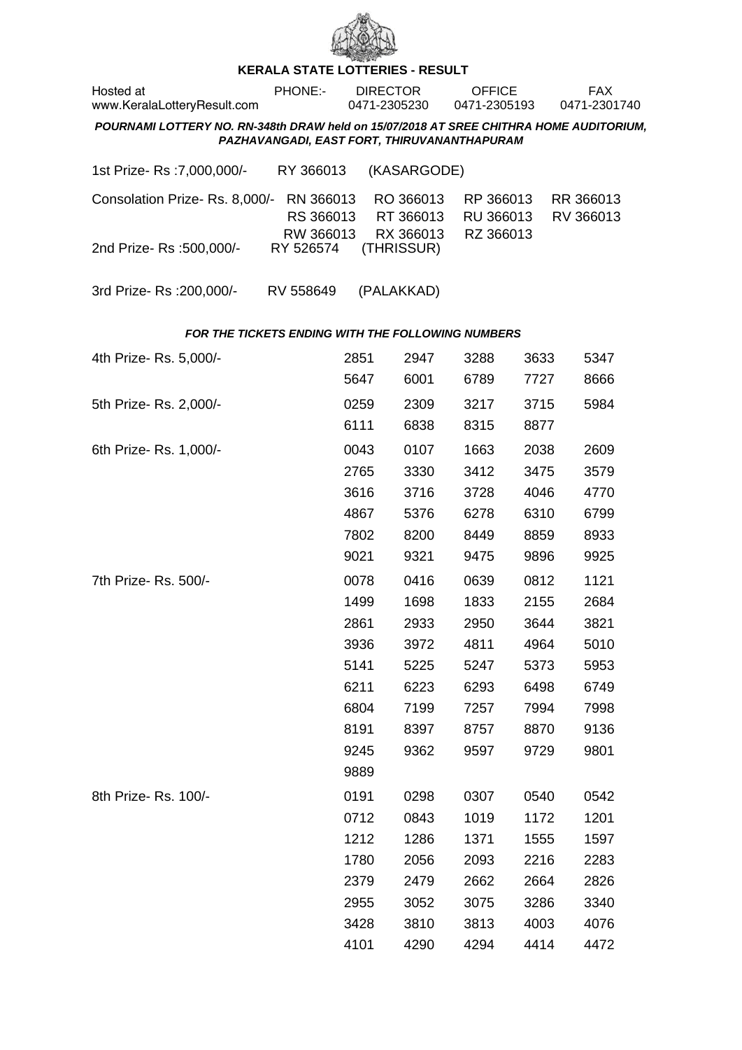# KERALA STATE LOTTERIES - RESULT

| Hosted at | PHONE:- | DIRECTOR | OFFICE | FAX |
|---|---|---|---|---|
| www.KeralaLotteryResult.com | | 0471-2305230 | 0471-2305193 | 0471-2301740 |

***POURNAMI LOTTERY NO. RN-348th DRAW held on 15/07/2018 AT SREE CHITHRA HOME AUDITORIUM, PAZHAVANGADI, EAST FORT, THIRUVANANTHAPURAM***

1st Prize- Rs :7,000,000/- RY 366013 (KASARGODE)

Consolation Prize- Rs. 8,000/- RN 366013 RO 366013 RP 366013 RR 366013 RS 366013 RT 366013 RU 366013 RV 366013 RW 366013 RX 366013 RZ 366013

2nd Prize- Rs :500,000/- RY 526574 (THRISSUR)

3rd Prize- Rs :200,000/- RV 558649 (PALAKKAD)

***FOR THE TICKETS ENDING WITH THE FOLLOWING NUMBERS***

4th Prize- Rs. 5,000/-

2851 2947 3288 3633 5347 5647 6001 6789 7727 8666

5th Prize- Rs. 2,000/-

0259 2309 3217 3715 5984 6111 6838 8315 8877

6th Prize- Rs. 1,000/-

0043 0107 1663 2038 2609 2765 3330 3412 3475 3579 3616 3716 3728 4046 4770 4867 5376 6278 6310 6799 7802 8200 8449 8859 8933 9021 9321 9475 9896 9925

7th Prize- Rs. 500/-

0078 0416 0639 0812 1121 1499 1698 1833 2155 2684 2861 2933 2950 3644 3821 3936 3972 4811 4964 5010 5141 5225 5247 5373 5953 6211 6223 6293 6498 6749 6804 7199 7257 7994 7998 8191 8397 8757 8870 9136 9245 9362 9597 9729 9801 9889

8th Prize- Rs. 100/-

0191 0298 0307 0540 0542 0712 0843 1019 1172 1201 1212 1286 1371 1555 1597 1780 2056 2093 2216 2283 2379 2479 2662 2664 2826 2955 3052 3075 3286 3340 3428 3810 3813 4003 4076 4101 4290 4294 4414 4472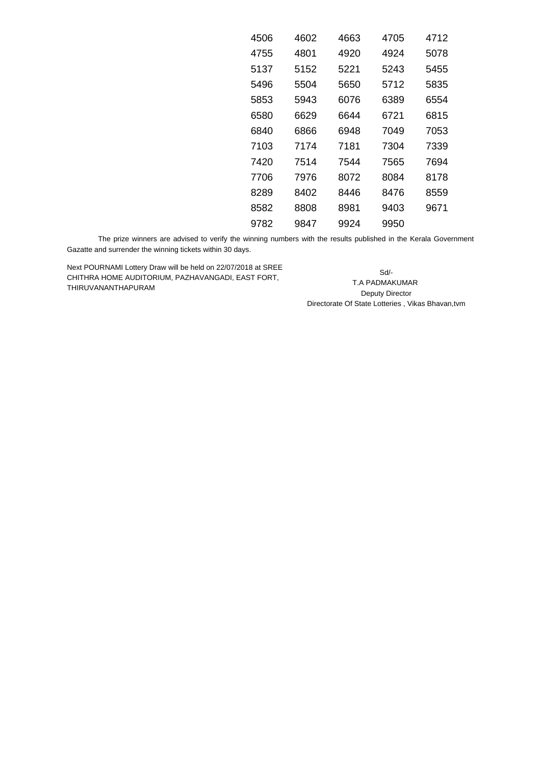| | | | | |
|---|---|---|---|---|
| 4506 | 4602 | 4663 | 4705 | 4712 |
| 4755 | 4801 | 4920 | 4924 | 5078 |
| 5137 | 5152 | 5221 | 5243 | 5455 |
| 5496 | 5504 | 5650 | 5712 | 5835 |
| 5853 | 5943 | 6076 | 6389 | 6554 |
| 6580 | 6629 | 6644 | 6721 | 6815 |
| 6840 | 6866 | 6948 | 7049 | 7053 |
| 7103 | 7174 | 7181 | 7304 | 7339 |
| 7420 | 7514 | 7544 | 7565 | 7694 |
| 7706 | 7976 | 8072 | 8084 | 8178 |
| 8289 | 8402 | 8446 | 8476 | 8559 |
| 8582 | 8808 | 8981 | 9403 | 9671 |
| 9782 | 9847 | 9924 | 9950 | |

The prize winners are advised to verify the winning numbers with the results published in the Kerala Government Gazatte and surrender the winning tickets within 30 days.

Next POURNAMI Lottery Draw will be held on 22/07/2018 at SREE CHITHRA HOME AUDITORIUM, PAZHAVANGADI, EAST FORT, THIRUVANANTHAPURAM

Sd/-
T.A PADMAKUMAR
Deputy Director
Directorate Of State Lotteries , Vikas Bhavan,tvm